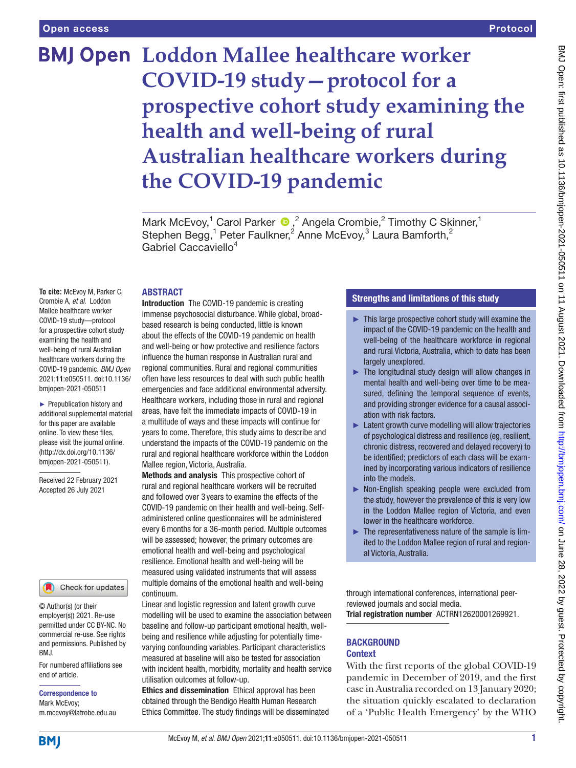# Loddon Mallee healthcare worker COVID-19 study—protocol for a prospective cohort study examining the health and well-being of rural Australian healthcare workers during the COVID-19 pandemic

Mark McEvoy,[1] Carol Parker,[2] Angela Crombie,[2] Timothy C Skinner,[1] Stephen Begg,[1] Peter Faulkner,[2] Anne McEvoy,[3] Laura Bamforth,[2] Gabriel Caccaviello[4]

**To cite:** McEvoy M, Parker C, Crombie A, *et al*. Loddon Mallee healthcare worker COVID-19 study—protocol for a prospective cohort study examining the health and well-being of rural Australian healthcare workers during the COVID-19 pandemic. *BMJ Open* 2021;**11**:e050511. doi:10.1136/bmjopen-2021-050511

► Prepublication history and additional supplemental material for this paper are available online. To view these files, please visit the journal online. (http://dx.doi.org/10.1136/bmjopen-2021-050511).

Received 22 February 2021
Accepted 26 July 2021

© Author(s) (or their employer(s)) 2021. Re-use permitted under CC BY-NC. No commercial re-use. See rights and permissions. Published by BMJ.

For numbered affiliations see end of article.

**Correspondence to**
Mark McEvoy;
m.mcevoy@latrobe.edu.au

## ABSTRACT

**Introduction** The COVID-19 pandemic is creating immense psychosocial disturbance. While global, broad-based research is being conducted, little is known about the effects of the COVID-19 pandemic on health and well-being or how protective and resilience factors influence the human response in Australian rural and regional communities. Rural and regional communities often have less resources to deal with such public health emergencies and face additional environmental adversity. Healthcare workers, including those in rural and regional areas, have felt the immediate impacts of COVID-19 in a multitude of ways and these impacts will continue for years to come. Therefore, this study aims to describe and understand the impacts of the COVID-19 pandemic on the rural and regional healthcare workforce within the Loddon Mallee region, Victoria, Australia.

**Methods and analysis** This prospective cohort of rural and regional healthcare workers will be recruited and followed over 3 years to examine the effects of the COVID-19 pandemic on their health and well-being. Self-administered online questionnaires will be administered every 6 months for a 36-month period. Multiple outcomes will be assessed; however, the primary outcomes are emotional health and well-being and psychological resilience. Emotional health and well-being will be measured using validated instruments that will assess multiple domains of the emotional health and well-being continuum.

Linear and logistic regression and latent growth curve modelling will be used to examine the association between baseline and follow-up participant emotional health, well-being and resilience while adjusting for potentially time-varying confounding variables. Participant characteristics measured at baseline will also be tested for association with incident health, morbidity, mortality and health service utilisation outcomes at follow-up.

**Ethics and dissemination** Ethical approval has been obtained through the Bendigo Health Human Research Ethics Committee. The study findings will be disseminated through international conferences, international peer-reviewed journals and social media.

**Trial registration number** ACTRN12620001269921.

### Strengths and limitations of this study

- This large prospective cohort study will examine the impact of the COVID-19 pandemic on the health and well-being of the healthcare workforce in regional and rural Victoria, Australia, which to date has been largely unexplored.
- The longitudinal study design will allow changes in mental health and well-being over time to be measured, defining the temporal sequence of events, and providing stronger evidence for a causal association with risk factors.
- Latent growth curve modelling will allow trajectories of psychological distress and resilience (eg, resilient, chronic distress, recovered and delayed recovery) to be identified; predictors of each class will be examined by incorporating various indicators of resilience into the models.
- Non-English speaking people were excluded from the study, however the prevalence of this is very low in the Loddon Mallee region of Victoria, and even lower in the healthcare workforce.
- The representativeness nature of the sample is limited to the Loddon Mallee region of rural and regional Victoria, Australia.

## BACKGROUND

### Context

With the first reports of the global COVID-19 pandemic in December of 2019, and the first case in Australia recorded on 13 January 2020; the situation quickly escalated to declaration of a 'Public Health Emergency' by the WHO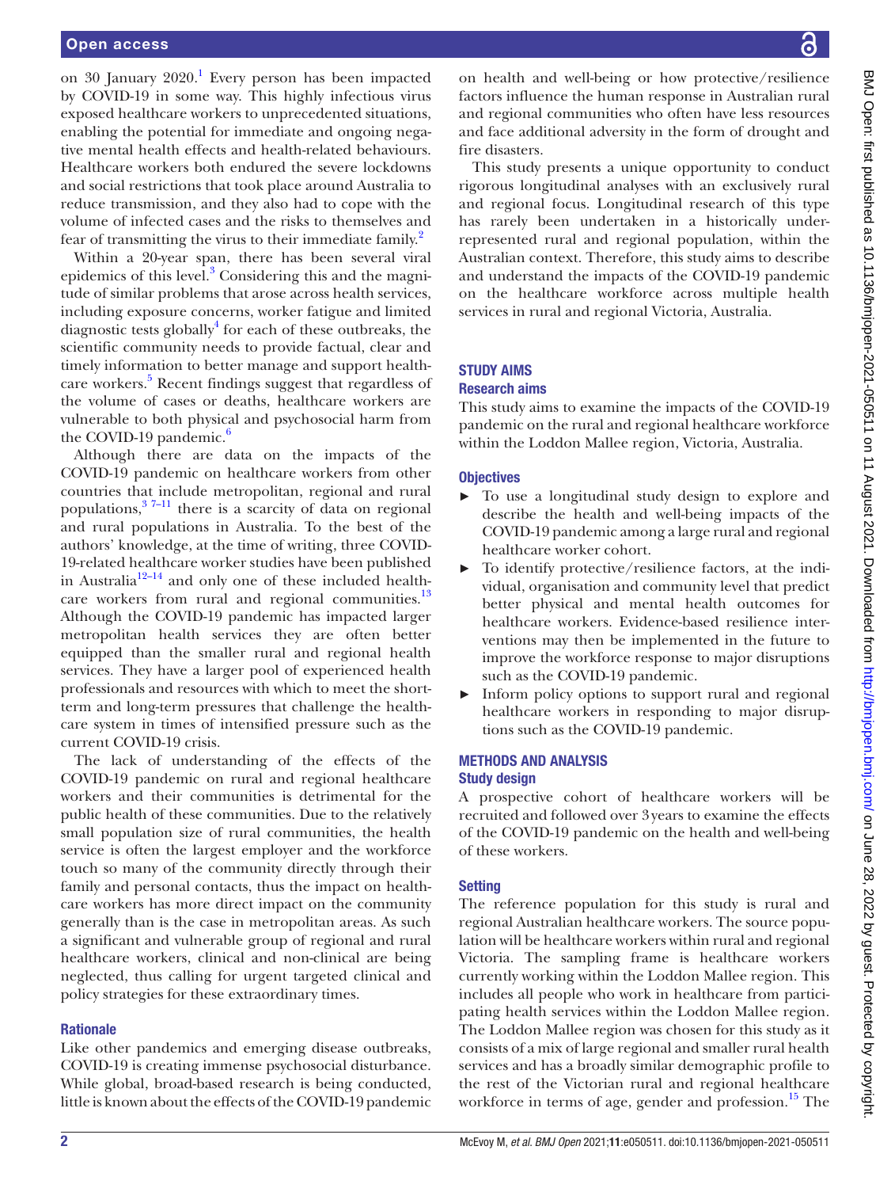on 30 January 2020.[1] Every person has been impacted by COVID-19 in some way. This highly infectious virus exposed healthcare workers to unprecedented situations, enabling the potential for immediate and ongoing negative mental health effects and health-related behaviours. Healthcare workers both endured the severe lockdowns and social restrictions that took place around Australia to reduce transmission, and they also had to cope with the volume of infected cases and the risks to themselves and fear of transmitting the virus to their immediate family.[2]

Within a 20-year span, there has been several viral epidemics of this level.[3] Considering this and the magnitude of similar problems that arose across health services, including exposure concerns, worker fatigue and limited diagnostic tests globally[4] for each of these outbreaks, the scientific community needs to provide factual, clear and timely information to better manage and support healthcare workers.[5] Recent findings suggest that regardless of the volume of cases or deaths, healthcare workers are vulnerable to both physical and psychosocial harm from the COVID-19 pandemic.[6]

Although there are data on the impacts of the COVID-19 pandemic on healthcare workers from other countries that include metropolitan, regional and rural populations,[3 7–11] there is a scarcity of data on regional and rural populations in Australia. To the best of the authors' knowledge, at the time of writing, three COVID-19-related healthcare worker studies have been published in Australia[12–14] and only one of these included healthcare workers from rural and regional communities.[13] Although the COVID-19 pandemic has impacted larger metropolitan health services they are often better equipped than the smaller rural and regional health services. They have a larger pool of experienced health professionals and resources with which to meet the short-term and long-term pressures that challenge the healthcare system in times of intensified pressure such as the current COVID-19 crisis.

The lack of understanding of the effects of the COVID-19 pandemic on rural and regional healthcare workers and their communities is detrimental for the public health of these communities. Due to the relatively small population size of rural communities, the health service is often the largest employer and the workforce touch so many of the community directly through their family and personal contacts, thus the impact on healthcare workers has more direct impact on the community generally than is the case in metropolitan areas. As such a significant and vulnerable group of regional and rural healthcare workers, clinical and non-clinical are being neglected, thus calling for urgent targeted clinical and policy strategies for these extraordinary times.

### Rationale

Like other pandemics and emerging disease outbreaks, COVID-19 is creating immense psychosocial disturbance. While global, broad-based research is being conducted, little is known about the effects of the COVID-19 pandemic on health and well-being or how protective/resilience factors influence the human response in Australian rural and regional communities who often have less resources and face additional adversity in the form of drought and fire disasters.

This study presents a unique opportunity to conduct rigorous longitudinal analyses with an exclusively rural and regional focus. Longitudinal research of this type has rarely been undertaken in a historically under-represented rural and regional population, within the Australian context. Therefore, this study aims to describe and understand the impacts of the COVID-19 pandemic on the healthcare workforce across multiple health services in rural and regional Victoria, Australia.

## STUDY AIMS

### Research aims

This study aims to examine the impacts of the COVID-19 pandemic on the rural and regional healthcare workforce within the Loddon Mallee region, Victoria, Australia.

### Objectives

- To use a longitudinal study design to explore and describe the health and well-being impacts of the COVID-19 pandemic among a large rural and regional healthcare worker cohort.
- To identify protective/resilience factors, at the individual, organisation and community level that predict better physical and mental health outcomes for healthcare workers. Evidence-based resilience interventions may then be implemented in the future to improve the workforce response to major disruptions such as the COVID-19 pandemic.
- Inform policy options to support rural and regional healthcare workers in responding to major disruptions such as the COVID-19 pandemic.

## METHODS AND ANALYSIS

### Study design

A prospective cohort of healthcare workers will be recruited and followed over 3 years to examine the effects of the COVID-19 pandemic on the health and well-being of these workers.

### Setting

The reference population for this study is rural and regional Australian healthcare workers. The source population will be healthcare workers within rural and regional Victoria. The sampling frame is healthcare workers currently working within the Loddon Mallee region. This includes all people who work in healthcare from participating health services within the Loddon Mallee region. The Loddon Mallee region was chosen for this study as it consists of a mix of large regional and smaller rural health services and has a broadly similar demographic profile to the rest of the Victorian rural and regional healthcare workforce in terms of age, gender and profession.[15] The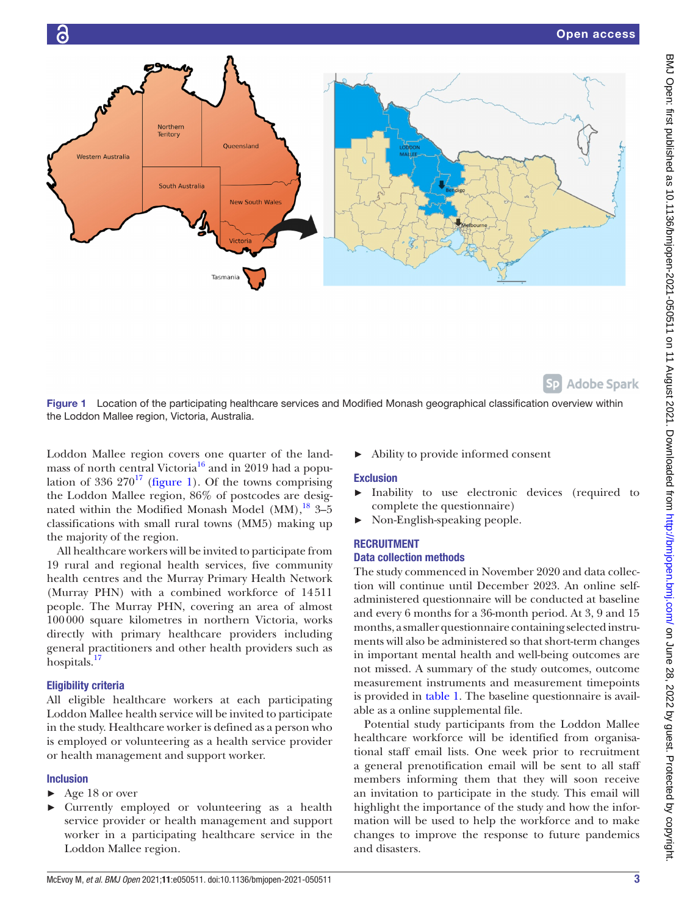Figure 1 Location of the participating healthcare services and Modified Monash geographical classification overview within the Loddon Mallee region, Victoria, Australia.

Loddon Mallee region covers one quarter of the landmass of north central Victoria[16] and in 2019 had a population of 336 270[17] (figure 1). Of the towns comprising the Loddon Mallee region, 86% of postcodes are designated within the Modified Monash Model (MM),[18] 3–5 classifications with small rural towns (MM5) making up the majority of the region.

All healthcare workers will be invited to participate from 19 rural and regional health services, five community health centres and the Murray Primary Health Network (Murray PHN) with a combined workforce of 14 511 people. The Murray PHN, covering an area of almost 100 000 square kilometres in northern Victoria, works directly with primary healthcare providers including general practitioners and other health providers such as hospitals.[17]

### Eligibility criteria

All eligible healthcare workers at each participating Loddon Mallee health service will be invited to participate in the study. Healthcare worker is defined as a person who is employed or volunteering as a health service provider or health management and support worker.

### Inclusion

- Age 18 or over
- Currently employed or volunteering as a health service provider or health management and support worker in a participating healthcare service in the Loddon Mallee region.
- Ability to provide informed consent

### Exclusion

- Inability to use electronic devices (required to complete the questionnaire)
- Non-English-speaking people.

## RECRUITMENT

### Data collection methods

The study commenced in November 2020 and data collection will continue until December 2023. An online self-administered questionnaire will be conducted at baseline and every 6 months for a 36-month period. At 3, 9 and 15 months, a smaller questionnaire containing selected instruments will also be administered so that short-term changes in important mental health and well-being outcomes are not missed. A summary of the study outcomes, outcome measurement instruments and measurement timepoints is provided in table 1. The baseline questionnaire is available as a online supplemental file.

Potential study participants from the Loddon Mallee healthcare workforce will be identified from organisational staff email lists. One week prior to recruitment a general prenotification email will be sent to all staff members informing them that they will soon receive an invitation to participate in the study. This email will highlight the importance of the study and how the information will be used to help the workforce and to make changes to improve the response to future pandemics and disasters.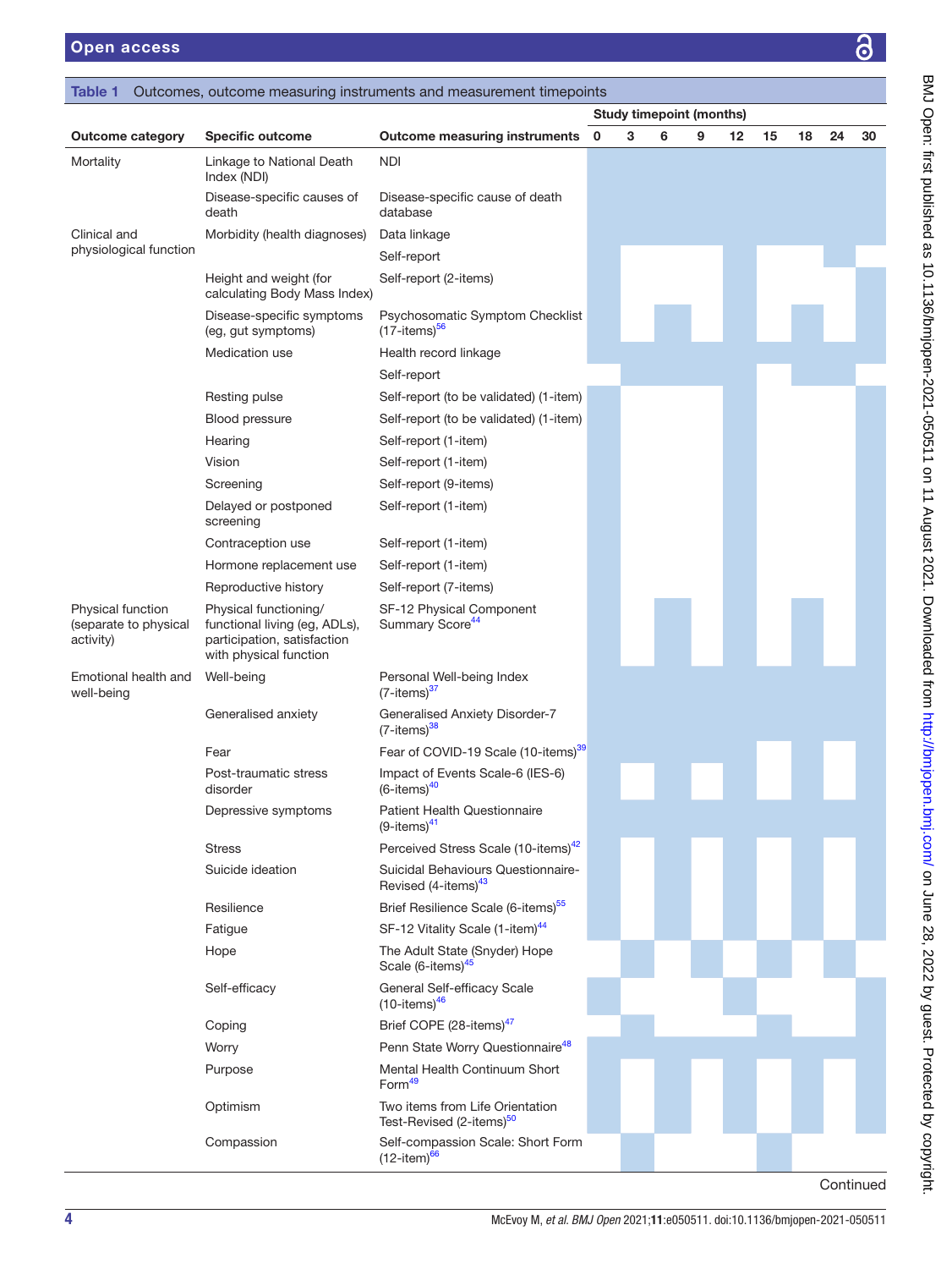**Table 1** Outcomes, outcome measuring instruments and measurement timepoints

| Outcome category | Specific outcome | Outcome measuring instruments | Study timepoint (months) 0 | 3 | 6 | 9 | 12 | 15 | 18 | 24 | 30 |
|---|---|---|---|---|---|---|---|---|---|---|---|
| Mortality | Linkage to National Death Index (NDI) | NDI | X | X | X | X | X | X | X | X | X |
| | Disease-specific causes of death | Disease-specific cause of death database | X | X | X | X | X | X | X | X | X |
| Clinical and physiological function | Morbidity (health diagnoses) | Data linkage | X | X | X | X | X | X | X | X | X |
| | | Self-report | X | | | | X | | | X | |
| | Height and weight (for calculating Body Mass Index) | Self-report (2-items) | X | | | | X | | | | X |
| | Disease-specific symptoms (eg, gut symptoms) | Psychosomatic Symptom Checklist (17-items)[56] | X | | X | | X | | X | | X |
| | Medication use | Health record linkage | X | X | X | X | X | X | X | X | X |
| | | Self-report | | X | X | X | X | | X | X | |
| | Resting pulse | Self-report (to be validated) (1-item) | X | | | | X | | | | X |
| | Blood pressure | Self-report (to be validated) (1-item) | X | | | | X | | | | X |
| | Hearing | Self-report (1-item) | X | | | | X | | | | X |
| | Vision | Self-report (1-item) | X | | | | X | | | | X |
| | Screening | Self-report (9-items) | X | | | | X | | | | X |
| | Delayed or postponed screening | Self-report (1-item) | X | | | | X | | | | X |
| | Contraception use | Self-report (1-item) | X | | | | X | | | | X |
| | Hormone replacement use | Self-report (1-item) | X | | | | X | | | | X |
| | Reproductive history | Self-report (7-items) | X | | | | X | | | | X |
| Physical function (separate to physical activity) | Physical functioning/ functional living (eg, ADLs), participation, satisfaction with physical function | SF-12 Physical Component Summary Score[44] | X | | X | | X | | X | | X |
| Emotional health and well-being | Well-being | Personal Well-being Index (7-items)[37] | X | X | X | X | X | X | X | X | X |
| | Generalised anxiety | Generalised Anxiety Disorder-7 (7-items)[38] | X | X | X | X | X | X | X | X | X |
| | Fear | Fear of COVID-19 Scale (10-items)[39] | X | X | X | X | X | | X | | X |
| | Post-traumatic stress disorder | Impact of Events Scale-6 (IES-6) (6-items)[40] | X | | X | | X | | X | | X |
| | Depressive symptoms | Patient Health Questionnaire (9-items)[41] | X | X | X | X | X | X | X | X | X |
| | Stress | Perceived Stress Scale (10-items)[42] | X | | X | | X | | X | | X |
| | Suicide ideation | Suicidal Behaviours Questionnaire-Revised (4-items)[43] | X | | X | | X | | X | | X |
| | Resilience | Brief Resilience Scale (6-items)[55] | X | | X | | X | | X | | X |
| | Fatigue | SF-12 Vitality Scale (1-item)[44] | X | | X | | X | | X | | X |
| | Hope | The Adult State (Snyder) Hope Scale (6-items)[45] | | X | | X | | X | | X | |
| | Self-efficacy | General Self-efficacy Scale (10-items)[46] | X | | | | X | | | | X |
| | Coping | Brief COPE (28-items)[47] | | X | | | | X | | | X |
| | Worry | Penn State Worry Questionnaire[48] | X | X | X | X | X | X | X | X | X |
| | Purpose | Mental Health Continuum Short Form[49] | X | | X | | X | | X | | X |
| | Optimism | Two items from Life Orientation Test-Revised (2-items)[50] | X | | X | | X | | X | | X |
| | Compassion | Self-compassion Scale: Short Form (12-item)[66] | | X | | | | X | | | |

Continued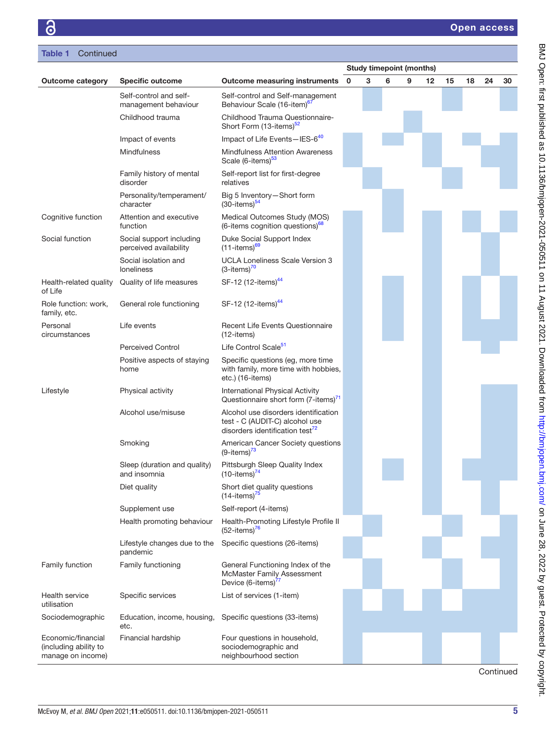**Table 1** Continued

| Outcome category | Specific outcome | Outcome measuring instruments | Study timepoint (months) 0 | 3 | 6 | 9 | 12 | 15 | 18 | 24 | 30 |
|---|---|---|---|---|---|---|---|---|---|---|---|
| | Self-control and self-management behaviour | Self-control and Self-management Behaviour Scale (16-item)[67] | | X | | | | X | | | X |
| | Childhood trauma | Childhood Trauma Questionnaire-Short Form (13-items)[52] | | | | X | | | | | |
| | Impact of events | Impact of Life Events—IES-6[40] | X | | X | | X | | X | | X |
| | Mindfulness | Mindfulness Attention Awareness Scale (6-items)[53] | X | | | | X | | | X | X |
| | Family history of mental disorder | Self-report list for first-degree relatives | | X | | | | X | | | X |
| | Personality/temperament/character | Big 5 Inventory—Short form (30-items)[54] | | | X | | | | | | |
| Cognitive function | Attention and executive function | Medical Outcomes Study (MOS) (6-items cognition questions)[68] | X | | X | | X | | X | | X |
| Social function | Social support including perceived availability | Duke Social Support Index (11-items)[69] | X | | | | X | | | X | |
| | Social isolation and loneliness | UCLA Loneliness Scale Version 3 (3-items)[70] | X | | | | X | | | X | |
| Health-related quality of Life | Quality of life measures | SF-12 (12-items)[44] | X | | X | | X | | X | X | X |
| Role function: work, family, etc. | General role functioning | SF-12 (12-items)[44] | X | | X | | X | | X | | X |
| Personal circumstances | Life events | Recent Life Events Questionnaire (12-items) | X | | X | | X | | X | X | X |
| | Perceived Control | Life Control Scale[51] | X | | | | X | | | X | |
| | Positive aspects of staying home | Specific questions (eg, more time with family, more time with hobbies, etc.) (16-items) | X | | | | X | | | | |
| Lifestyle | Physical activity | International Physical Activity Questionnaire short form (7-items)[71] | X | | | | X | | | X | X |
| | Alcohol use/misuse | Alcohol use disorders identification test - C (AUDIT-C) alcohol use disorders identification test[72] | X | | | | X | | | X | X |
| | Smoking | American Cancer Society questions (9-items)[73] | X | | | | X | | | X | X |
| | Sleep (duration and quality) and insomnia | Pittsburgh Sleep Quality Index (10-items)[74] | X | | X | | X | | X | X | X |
| | Diet quality | Short diet quality questions (14-items)[75] | X | | | | X | | | X | |
| | Supplement use | Self-report (4-items) | X | | | | X | | | X | |
| | Health promoting behaviour | Health-Promoting Lifestyle Profile II (52-items)[76] | | X | | | | X | | | X |
| | Lifestyle changes due to the pandemic | Specific questions (26-items) | X | | | | X | | | X | X |
| Family function | Family functioning | General Functioning Index of the McMaster Family Assessment Device (6-items)[77] | | X | | | | X | | | X |
| Health service utilisation | Specific services | List of services (1-item) | X | | X | | X | | X | X | X |
| Sociodemographic | Education, income, housing, etc. | Specific questions (33-items) | X | X | X | X | X | X | X | X | X |
| Economic/financial (including ability to manage on income) | Financial hardship | Four questions in household, sociodemographic and neighbourhood section | X | | | | X | | | X | |

Continued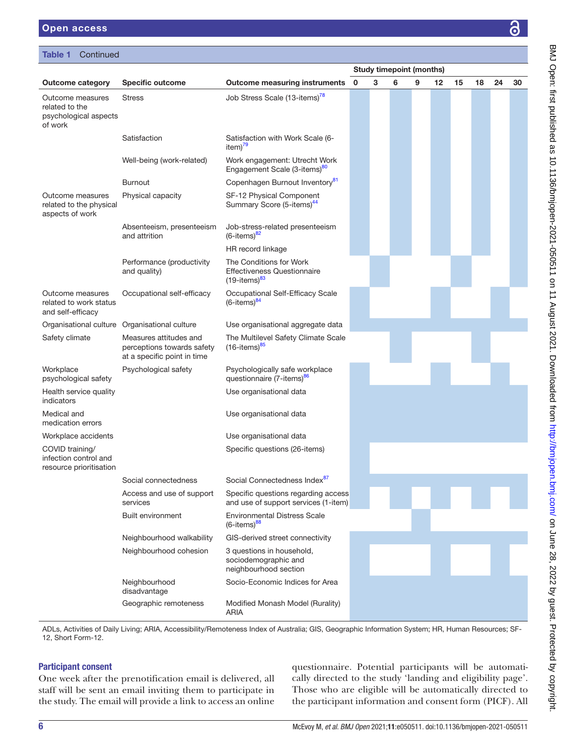**Table 1** Continued

| Outcome category | Specific outcome | Outcome measuring instruments | Study timepoint (months) | | | | | | | | |
|---|---|---|---|---|---|---|---|---|---|---|---|
| | | | 0 | 3 | 6 | 9 | 12 | 15 | 18 | 24 | 30 |
| Outcome measures related to the psychological aspects of work | Stress | Job Stress Scale (13-items)[78] | ✓ | | ✓ | | ✓ | | ✓ | | ✓ |
| | Satisfaction | Satisfaction with Work Scale (6-item)[79] | ✓ | | ✓ | | ✓ | | ✓ | | ✓ |
| | Well-being (work-related) | Work engagement: Utrecht Work Engagement Scale (3-items)[80] | ✓ | | ✓ | | ✓ | | ✓ | | ✓ |
| | Burnout | Copenhagen Burnout Inventory[81] | ✓ | | ✓ | | ✓ | | ✓ | | ✓ |
| Outcome measures related to the physical aspects of work | Physical capacity | SF-12 Physical Component Summary Score (5-items)[44] | ✓ | | ✓ | | ✓ | | ✓ | | ✓ |
| | Absenteeism, presenteeism and attrition | Job-stress-related presenteeism (6-items)[82] | ✓ | | ✓ | | ✓ | | ✓ | | ✓ |
| | | HR record linkage | ✓ | | ✓ | | ✓ | | ✓ | | ✓ |
| | Performance (productivity and quality) | The Conditions for Work Effectiveness Questionnaire (19-items)[83] | | ✓ | | | | ✓ | | | ✓ |
| Outcome measures related to work status and self-efficacy | Occupational self-efficacy | Occupational Self-Efficacy Scale (6-items)[84] | ✓ | | | | ✓ | | | ✓ | |
| Organisational culture | Organisational culture | Use organisational aggregate data | ✓ | ✓ | ✓ | ✓ | ✓ | ✓ | ✓ | ✓ | ✓ |
| Safety climate | Measures attitudes and perceptions towards safety at a specific point in time | The Multilevel Safety Climate Scale (16-items)[85] | | | ✓ | | | | ✓ | | |
| Workplace psychological safety | Psychological safety | Psychologically safe workplace questionnaire (7-items)[86] | ✓ | | | | ✓ | | | ✓ | |
| Health service quality indicators | | Use organisational data | ✓ | ✓ | ✓ | ✓ | ✓ | ✓ | ✓ | ✓ | ✓ |
| Medical and medication errors | | Use organisational data | ✓ | ✓ | ✓ | ✓ | ✓ | ✓ | ✓ | ✓ | ✓ |
| Workplace accidents | | Use organisational data | ✓ | ✓ | ✓ | ✓ | ✓ | ✓ | ✓ | ✓ | ✓ |
| COVID training/ infection control and resource prioritisation | | Specific questions (26-items) | ✓ | | | | | | | | |
| | Social connectedness | Social Connectedness Index[87] | ✓ | ✓ | ✓ | ✓ | ✓ | ✓ | ✓ | ✓ | ✓ |
| | Access and use of support services | Specific questions regarding access and use of support services (1-item) | ✓ | | ✓ | | ✓ | | ✓ | | ✓ |
| | Built environment | Environmental Distress Scale (6-items)[88] | | | | ✓ | | | | | |
| | Neighbourhood walkability | GIS-derived street connectivity | ✓ | ✓ | ✓ | ✓ | ✓ | ✓ | ✓ | ✓ | ✓ |
| | Neighbourhood cohesion | 3 questions in household, sociodemographic and neighbourhood section | ✓ | | | | ✓ | | | ✓ | |
| | Neighbourhood disadvantage | Socio-Economic Indices for Area | ✓ | ✓ | ✓ | ✓ | ✓ | ✓ | ✓ | ✓ | ✓ |
| | Geographic remoteness | Modified Monash Model (Rurality) ARIA | ✓ | ✓ | ✓ | ✓ | ✓ | ✓ | ✓ | ✓ | ✓ |

ADLs, Activities of Daily Living; ARIA, Accessibility/Remoteness Index of Australia; GIS, Geographic Information System; HR, Human Resources; SF-12, Short Form-12.

## Participant consent

One week after the prenotification email is delivered, all staff will be sent an email inviting them to participate in the study. The email will provide a link to access an online questionnaire. Potential participants will be automatically directed to the study 'landing and eligibility page'. Those who are eligible will be automatically directed to the participant information and consent form (PICF). All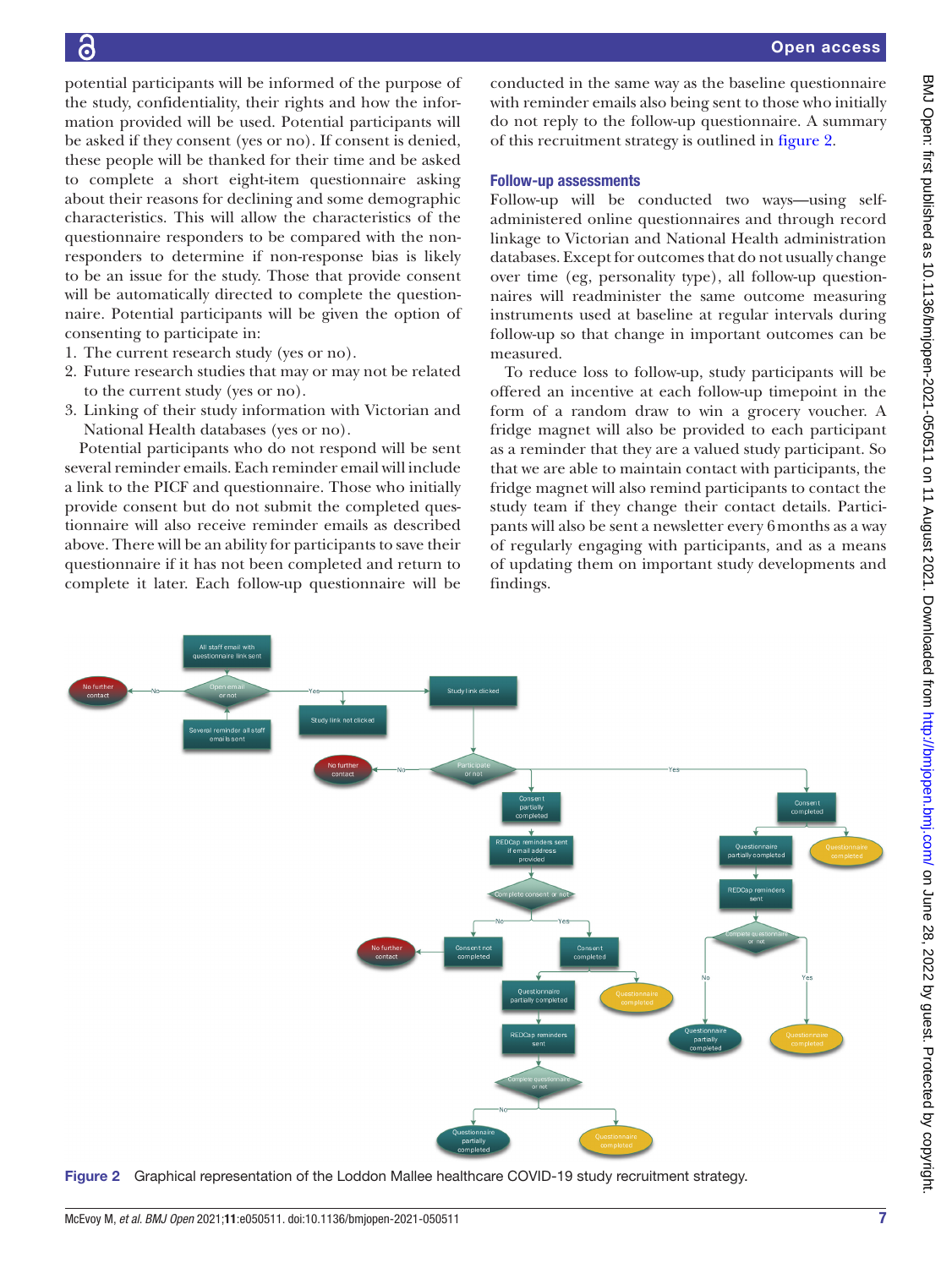potential participants will be informed of the purpose of the study, confidentiality, their rights and how the information provided will be used. Potential participants will be asked if they consent (yes or no). If consent is denied, these people will be thanked for their time and be asked to complete a short eight-item questionnaire asking about their reasons for declining and some demographic characteristics. This will allow the characteristics of the questionnaire responders to be compared with the non-responders to determine if non-response bias is likely to be an issue for the study. Those that provide consent will be automatically directed to complete the questionnaire. Potential participants will be given the option of consenting to participate in:

1. The current research study (yes or no).
2. Future research studies that may or may not be related to the current study (yes or no).
3. Linking of their study information with Victorian and National Health databases (yes or no).

Potential participants who do not respond will be sent several reminder emails. Each reminder email will include a link to the PICF and questionnaire. Those who initially provide consent but do not submit the completed questionnaire will also receive reminder emails as described above. There will be an ability for participants to save their questionnaire if it has not been completed and return to complete it later. Each follow-up questionnaire will be conducted in the same way as the baseline questionnaire with reminder emails also being sent to those who initially do not reply to the follow-up questionnaire. A summary of this recruitment strategy is outlined in figure 2.

### Follow-up assessments

Follow-up will be conducted two ways—using self-administered online questionnaires and through record linkage to Victorian and National Health administration databases. Except for outcomes that do not usually change over time (eg, personality type), all follow-up questionnaires will readminister the same outcome measuring instruments used at baseline at regular intervals during follow-up so that change in important outcomes can be measured.

To reduce loss to follow-up, study participants will be offered an incentive at each follow-up timepoint in the form of a random draw to win a grocery voucher. A fridge magnet will also be provided to each participant as a reminder that they are a valued study participant. So that we are able to maintain contact with participants, the fridge magnet will also remind participants to contact the study team if they change their contact details. Participants will also be sent a newsletter every 6 months as a way of regularly engaging with participants, and as a means of updating them on important study developments and findings.

**Figure 2** Graphical representation of the Loddon Mallee healthcare COVID-19 study recruitment strategy.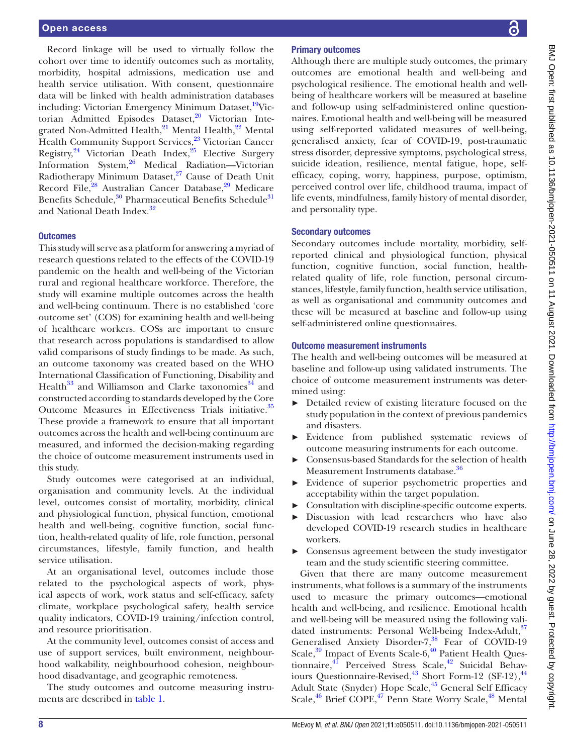Record linkage will be used to virtually follow the cohort over time to identify outcomes such as mortality, morbidity, hospital admissions, medication use and health service utilisation. With consent, questionnaire data will be linked with health administration databases including: Victorian Emergency Minimum Dataset,[19] Victorian Admitted Episodes Dataset,[20] Victorian Integrated Non-Admitted Health,[21] Mental Health,[22] Mental Health Community Support Services,[23] Victorian Cancer Registry,[24] Victorian Death Index,[25] Elective Surgery Information System,[26] Medical Radiation—Victorian Radiotherapy Minimum Dataset,[27] Cause of Death Unit Record File,[28] Australian Cancer Database,[29] Medicare Benefits Schedule,[30] Pharmaceutical Benefits Schedule[31] and National Death Index.[32]

### Outcomes

This study will serve as a platform for answering a myriad of research questions related to the effects of the COVID-19 pandemic on the health and well-being of the Victorian rural and regional healthcare workforce. Therefore, the study will examine multiple outcomes across the health and well-being continuum. There is no established 'core outcome set' (COS) for examining health and well-being of healthcare workers. COSs are important to ensure that research across populations is standardised to allow valid comparisons of study findings to be made. As such, an outcome taxonomy was created based on the WHO International Classification of Functioning, Disability and Health[33] and Williamson and Clarke taxonomies[34] and constructed according to standards developed by the Core Outcome Measures in Effectiveness Trials initiative.[35] These provide a framework to ensure that all important outcomes across the health and well-being continuum are measured, and informed the decision-making regarding the choice of outcome measurement instruments used in this study.

Study outcomes were categorised at an individual, organisation and community levels. At the individual level, outcomes consist of mortality, morbidity, clinical and physiological function, physical function, emotional health and well-being, cognitive function, social function, health-related quality of life, role function, personal circumstances, lifestyle, family function, and health service utilisation.

At an organisational level, outcomes include those related to the psychological aspects of work, physical aspects of work, work status and self-efficacy, safety climate, workplace psychological safety, health service quality indicators, COVID-19 training/infection control, and resource prioritisation.

At the community level, outcomes consist of access and use of support services, built environment, neighbourhood walkability, neighbourhood cohesion, neighbourhood disadvantage, and geographic remoteness.

The study outcomes and outcome measuring instruments are described in table 1.

### Primary outcomes

Although there are multiple study outcomes, the primary outcomes are emotional health and well-being and psychological resilience. The emotional health and well-being of healthcare workers will be measured at baseline and follow-up using self-administered online questionnaires. Emotional health and well-being will be measured using self-reported validated measures of well-being, generalised anxiety, fear of COVID-19, post-traumatic stress disorder, depressive symptoms, psychological stress, suicide ideation, resilience, mental fatigue, hope, self-efficacy, coping, worry, happiness, purpose, optimism, perceived control over life, childhood trauma, impact of life events, mindfulness, family history of mental disorder, and personality type.

### Secondary outcomes

Secondary outcomes include mortality, morbidity, self-reported clinical and physiological function, physical function, cognitive function, social function, health-related quality of life, role function, personal circumstances, lifestyle, family function, health service utilisation, as well as organisational and community outcomes and these will be measured at baseline and follow-up using self-administered online questionnaires.

### Outcome measurement instruments

The health and well-being outcomes will be measured at baseline and follow-up using validated instruments. The choice of outcome measurement instruments was determined using:

- Detailed review of existing literature focused on the study population in the context of previous pandemics and disasters.
- Evidence from published systematic reviews of outcome measuring instruments for each outcome.
- Consensus-based Standards for the selection of health Measurement Instruments database.[36]
- Evidence of superior psychometric properties and acceptability within the target population.
- Consultation with discipline-specific outcome experts.
- Discussion with lead researchers who have also developed COVID-19 research studies in healthcare workers.
- Consensus agreement between the study investigator team and the study scientific steering committee.

Given that there are many outcome measurement instruments, what follows is a summary of the instruments used to measure the primary outcomes—emotional health and well-being, and resilience. Emotional health and well-being will be measured using the following validated instruments: Personal Well-being Index-Adult,[37] Generalised Anxiety Disorder-7,[38] Fear of COVID-19 Scale,[39] Impact of Events Scale-6,[40] Patient Health Questionnaire,[41] Perceived Stress Scale,[42] Suicidal Behaviours Questionnaire-Revised,[43] Short Form-12 (SF-12),[44] Adult State (Snyder) Hope Scale,[45] General Self Efficacy Scale,[46] Brief COPE,[47] Penn State Worry Scale,[48] Mental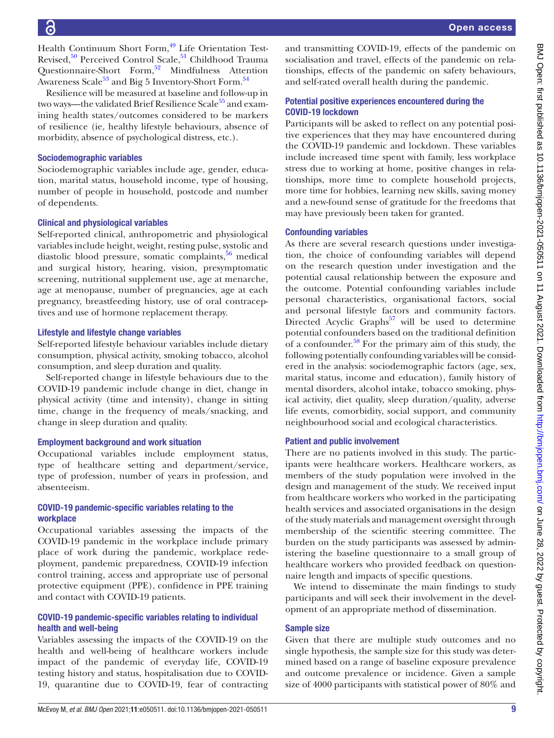Health Continuum Short Form,[49] Life Orientation Test-Revised,[50] Perceived Control Scale,[51] Childhood Trauma Questionnaire-Short Form,[52] Mindfulness Attention Awareness Scale[53] and Big 5 Inventory-Short Form.[54]

Resilience will be measured at baseline and follow-up in two ways—the validated Brief Resilience Scale[55] and examining health states/outcomes considered to be markers of resilience (ie, healthy lifestyle behaviours, absence of morbidity, absence of psychological distress, etc.).

### Sociodemographic variables

Sociodemographic variables include age, gender, education, marital status, household income, type of housing, number of people in household, postcode and number of dependents.

### Clinical and physiological variables

Self-reported clinical, anthropometric and physiological variables include height, weight, resting pulse, systolic and diastolic blood pressure, somatic complaints,[56] medical and surgical history, hearing, vision, presymptomatic screening, nutritional supplement use, age at menarche, age at menopause, number of pregnancies, age at each pregnancy, breastfeeding history, use of oral contraceptives and use of hormone replacement therapy.

### Lifestyle and lifestyle change variables

Self-reported lifestyle behaviour variables include dietary consumption, physical activity, smoking tobacco, alcohol consumption, and sleep duration and quality.

Self-reported change in lifestyle behaviours due to the COVID-19 pandemic include change in diet, change in physical activity (time and intensity), change in sitting time, change in the frequency of meals/snacking, and change in sleep duration and quality.

### Employment background and work situation

Occupational variables include employment status, type of healthcare setting and department/service, type of profession, number of years in profession, and absenteeism.

### COVID-19 pandemic-specific variables relating to the workplace

Occupational variables assessing the impacts of the COVID-19 pandemic in the workplace include primary place of work during the pandemic, workplace redeployment, pandemic preparedness, COVID-19 infection control training, access and appropriate use of personal protective equipment (PPE), confidence in PPE training and contact with COVID-19 patients.

### COVID-19 pandemic-specific variables relating to individual health and well-being

Variables assessing the impacts of the COVID-19 on the health and well-being of healthcare workers include impact of the pandemic of everyday life, COVID-19 testing history and status, hospitalisation due to COVID-19, quarantine due to COVID-19, fear of contracting and transmitting COVID-19, effects of the pandemic on socialisation and travel, effects of the pandemic on relationships, effects of the pandemic on safety behaviours, and self-rated overall health during the pandemic.

### Potential positive experiences encountered during the COVID-19 lockdown

Participants will be asked to reflect on any potential positive experiences that they may have encountered during the COVID-19 pandemic and lockdown. These variables include increased time spent with family, less workplace stress due to working at home, positive changes in relationships, more time to complete household projects, more time for hobbies, learning new skills, saving money and a new-found sense of gratitude for the freedoms that may have previously been taken for granted.

### Confounding variables

As there are several research questions under investigation, the choice of confounding variables will depend on the research question under investigation and the potential causal relationship between the exposure and the outcome. Potential confounding variables include personal characteristics, organisational factors, social and personal lifestyle factors and community factors. Directed Acyclic Graphs[57] will be used to determine potential confounders based on the traditional definition of a confounder.[58] For the primary aim of this study, the following potentially confounding variables will be considered in the analysis: sociodemographic factors (age, sex, marital status, income and education), family history of mental disorders, alcohol intake, tobacco smoking, physical activity, diet quality, sleep duration/quality, adverse life events, comorbidity, social support, and community neighbourhood social and ecological characteristics.

### Patient and public involvement

There are no patients involved in this study. The participants were healthcare workers. Healthcare workers, as members of the study population were involved in the design and management of the study. We received input from healthcare workers who worked in the participating health services and associated organisations in the design of the study materials and management oversight through membership of the scientific steering committee. The burden on the study participants was assessed by administering the baseline questionnaire to a small group of healthcare workers who provided feedback on questionnaire length and impacts of specific questions.

We intend to disseminate the main findings to study participants and will seek their involvement in the development of an appropriate method of dissemination.

### Sample size

Given that there are multiple study outcomes and no single hypothesis, the sample size for this study was determined based on a range of baseline exposure prevalence and outcome prevalence or incidence. Given a sample size of 4000 participants with statistical power of 80% and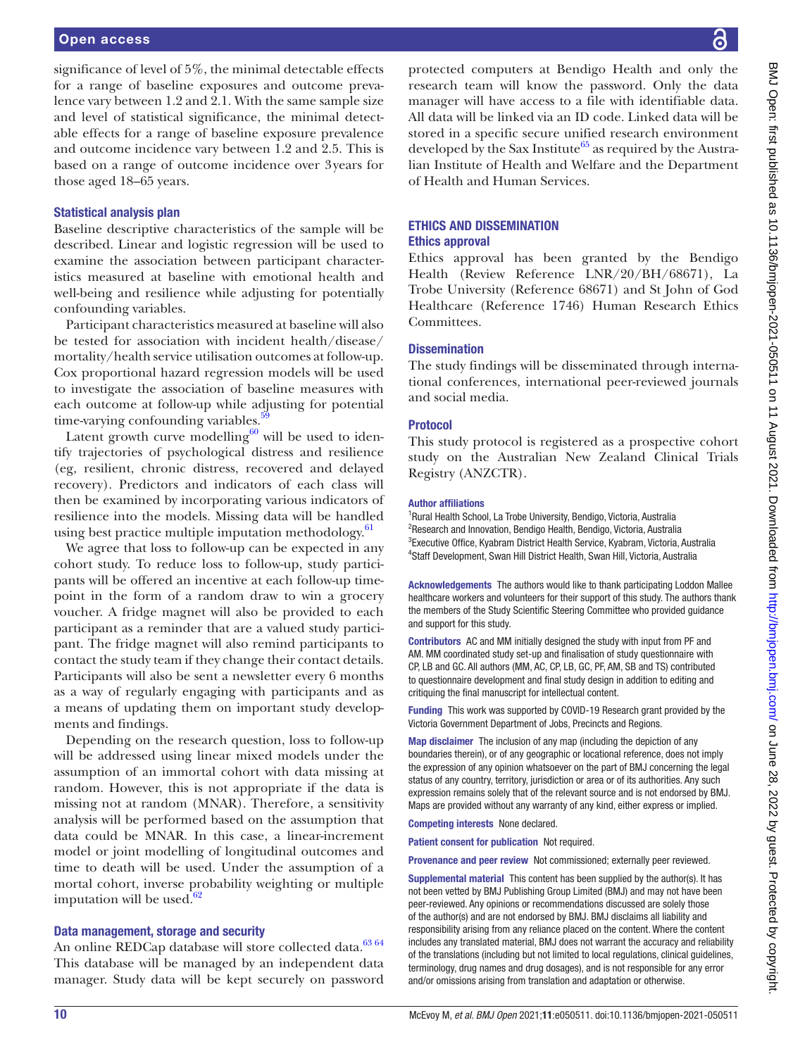significance of level of 5%, the minimal detectable effects for a range of baseline exposures and outcome prevalence vary between 1.2 and 2.1. With the same sample size and level of statistical significance, the minimal detectable effects for a range of baseline exposure prevalence and outcome incidence vary between 1.2 and 2.5. This is based on a range of outcome incidence over 3 years for those aged 18–65 years.

### Statistical analysis plan

Baseline descriptive characteristics of the sample will be described. Linear and logistic regression will be used to examine the association between participant characteristics measured at baseline with emotional health and well-being and resilience while adjusting for potentially confounding variables.

Participant characteristics measured at baseline will also be tested for association with incident health/disease/mortality/health service utilisation outcomes at follow-up. Cox proportional hazard regression models will be used to investigate the association of baseline measures with each outcome at follow-up while adjusting for potential time-varying confounding variables.[59]

Latent growth curve modelling[60] will be used to identify trajectories of psychological distress and resilience (eg, resilient, chronic distress, recovered and delayed recovery). Predictors and indicators of each class will then be examined by incorporating various indicators of resilience into the models. Missing data will be handled using best practice multiple imputation methodology.[61]

We agree that loss to follow-up can be expected in any cohort study. To reduce loss to follow-up, study participants will be offered an incentive at each follow-up timepoint in the form of a random draw to win a grocery voucher. A fridge magnet will also be provided to each participant as a reminder that are a valued study participant. The fridge magnet will also remind participants to contact the study team if they change their contact details. Participants will also be sent a newsletter every 6 months as a way of regularly engaging with participants and as a means of updating them on important study developments and findings.

Depending on the research question, loss to follow-up will be addressed using linear mixed models under the assumption of an immortal cohort with data missing at random. However, this is not appropriate if the data is missing not at random (MNAR). Therefore, a sensitivity analysis will be performed based on the assumption that data could be MNAR. In this case, a linear-increment model or joint modelling of longitudinal outcomes and time to death will be used. Under the assumption of a mortal cohort, inverse probability weighting or multiple imputation will be used.[62]

### Data management, storage and security

An online REDCap database will store collected data.[63 64] This database will be managed by an independent data manager. Study data will be kept securely on password protected computers at Bendigo Health and only the research team will know the password. Only the data manager will have access to a file with identifiable data. All data will be linked via an ID code. Linked data will be stored in a specific secure unified research environment developed by the Sax Institute[65] as required by the Australian Institute of Health and Welfare and the Department of Health and Human Services.

## ETHICS AND DISSEMINATION

### Ethics approval

Ethics approval has been granted by the Bendigo Health (Review Reference LNR/20/BH/68671), La Trobe University (Reference 68671) and St John of God Healthcare (Reference 1746) Human Research Ethics Committees.

### Dissemination

The study findings will be disseminated through international conferences, international peer-reviewed journals and social media.

### Protocol

This study protocol is registered as a prospective cohort study on the Australian New Zealand Clinical Trials Registry (ANZCTR).

#### Author affiliations

[1]Rural Health School, La Trobe University, Bendigo, Victoria, Australia
[2]Research and Innovation, Bendigo Health, Bendigo, Victoria, Australia
[3]Executive Office, Kyabram District Health Service, Kyabram, Victoria, Australia
[4]Staff Development, Swan Hill District Health, Swan Hill, Victoria, Australia

**Acknowledgements** The authors would like to thank participating Loddon Mallee healthcare workers and volunteers for their support of this study. The authors thank the members of the Study Scientific Steering Committee who provided guidance and support for this study.

**Contributors** AC and MM initially designed the study with input from PF and AM. MM coordinated study set-up and finalisation of study questionnaire with CP, LB and GC. All authors (MM, AC, CP, LB, GC, PF, AM, SB and TS) contributed to questionnaire development and final study design in addition to editing and critiquing the final manuscript for intellectual content.

**Funding** This work was supported by COVID-19 Research grant provided by the Victoria Government Department of Jobs, Precincts and Regions.

**Map disclaimer** The inclusion of any map (including the depiction of any boundaries therein), or of any geographic or locational reference, does not imply the expression of any opinion whatsoever on the part of BMJ concerning the legal status of any country, territory, jurisdiction or area or of its authorities. Any such expression remains solely that of the relevant source and is not endorsed by BMJ. Maps are provided without any warranty of any kind, either express or implied.

**Competing interests** None declared.

**Patient consent for publication** Not required.

**Provenance and peer review** Not commissioned; externally peer reviewed.

**Supplemental material** This content has been supplied by the author(s). It has not been vetted by BMJ Publishing Group Limited (BMJ) and may not have been peer-reviewed. Any opinions or recommendations discussed are solely those of the author(s) and are not endorsed by BMJ. BMJ disclaims all liability and responsibility arising from any reliance placed on the content. Where the content includes any translated material, BMJ does not warrant the accuracy and reliability of the translations (including but not limited to local regulations, clinical guidelines, terminology, drug names and drug dosages), and is not responsible for any error and/or omissions arising from translation and adaptation or otherwise.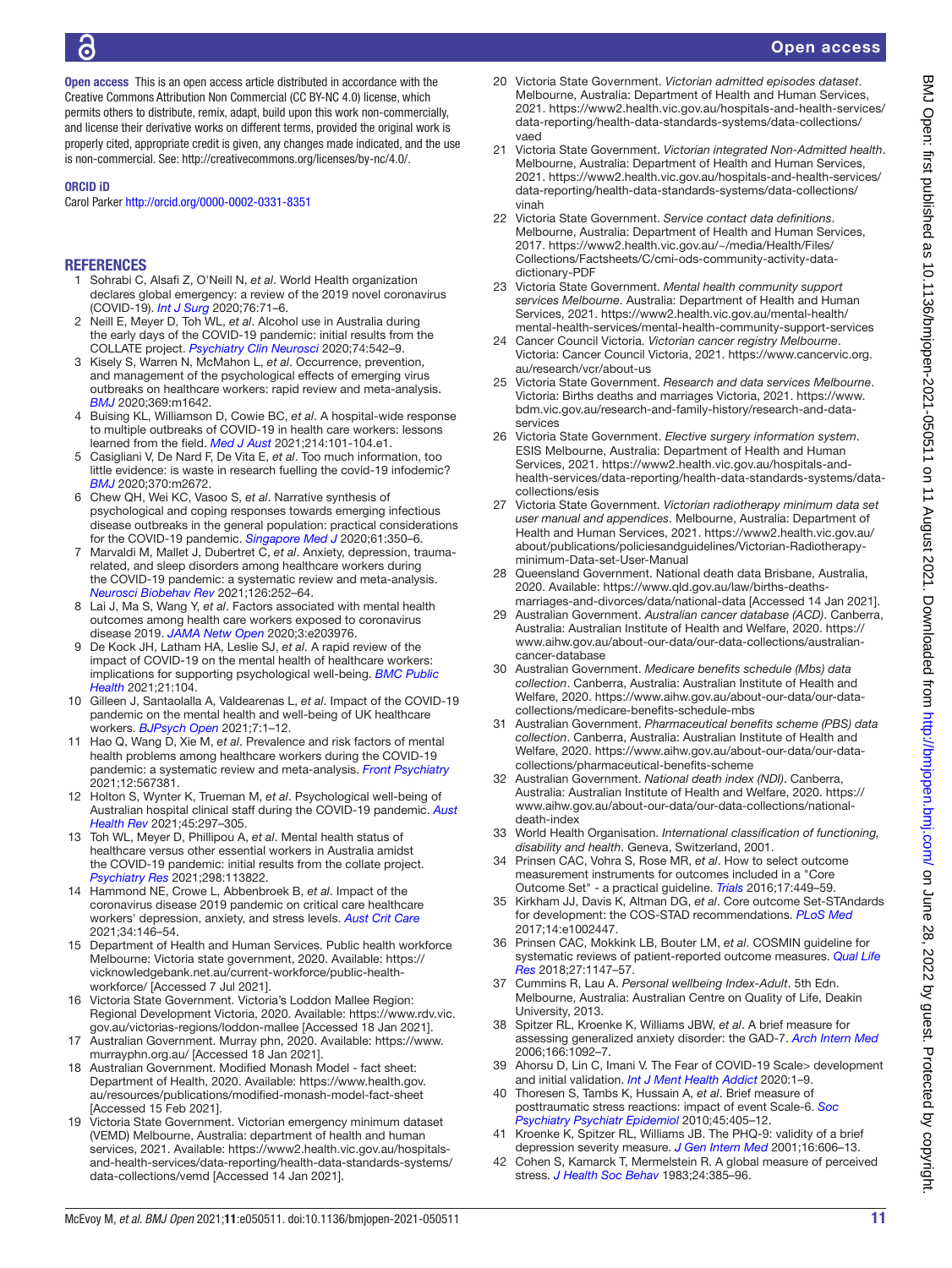**Open access** This is an open access article distributed in accordance with the Creative Commons Attribution Non Commercial (CC BY-NC 4.0) license, which permits others to distribute, remix, adapt, build upon this work non-commercially, and license their derivative works on different terms, provided the original work is properly cited, appropriate credit is given, any changes made indicated, and the use is non-commercial. See: http://creativecommons.org/licenses/by-nc/4.0/.

**ORCID iD**

Carol Parker http://orcid.org/0000-0002-0331-8351

## REFERENCES

1. Sohrabi C, Alsafi Z, O'Neill N, *et al*. World Health organization declares global emergency: a review of the 2019 novel coronavirus (COVID-19). *Int J Surg* 2020;76:71–6.
2. Neill E, Meyer D, Toh WL, *et al*. Alcohol use in Australia during the early days of the COVID-19 pandemic: initial results from the COLLATE project. *Psychiatry Clin Neurosci* 2020;74:542–9.
3. Kisely S, Warren N, McMahon L, *et al*. Occurrence, prevention, and management of the psychological effects of emerging virus outbreaks on healthcare workers: rapid review and meta-analysis. *BMJ* 2020;369:m1642.
4. Buising KL, Williamson D, Cowie BC, *et al*. A hospital-wide response to multiple outbreaks of COVID-19 in health care workers: lessons learned from the field. *Med J Aust* 2021;214:101-104.e1.
5. Casigliani V, De Nard F, De Vita E, *et al*. Too much information, too little evidence: is waste in research fuelling the covid-19 infodemic? *BMJ* 2020;370:m2672.
6. Chew QH, Wei KC, Vasoo S, *et al*. Narrative synthesis of psychological and coping responses towards emerging infectious disease outbreaks in the general population: practical considerations for the COVID-19 pandemic. *Singapore Med J* 2020;61:350–6.
7. Marvaldi M, Mallet J, Dubertret C, *et al*. Anxiety, depression, trauma-related, and sleep disorders among healthcare workers during the COVID-19 pandemic: a systematic review and meta-analysis. *Neurosci Biobehav Rev* 2021;126:252–64.
8. Lai J, Ma S, Wang Y, *et al*. Factors associated with mental health outcomes among health care workers exposed to coronavirus disease 2019. *JAMA Netw Open* 2020;3:e203976.
9. De Kock JH, Latham HA, Leslie SJ, *et al*. A rapid review of the impact of COVID-19 on the mental health of healthcare workers: implications for supporting psychological well-being. *BMC Public Health* 2021;21:104.
10. Gilleen J, Santaolalla A, Valdearenas L, *et al*. Impact of the COVID-19 pandemic on the mental health and well-being of UK healthcare workers. *BJPsych Open* 2021;7:1–12.
11. Hao Q, Wang D, Xie M, *et al*. Prevalence and risk factors of mental health problems among healthcare workers during the COVID-19 pandemic: a systematic review and meta-analysis. *Front Psychiatry* 2021;12:567381.
12. Holton S, Wynter K, Trueman M, *et al*. Psychological well-being of Australian hospital clinical staff during the COVID-19 pandemic. *Aust Health Rev* 2021;45:297–305.
13. Toh WL, Meyer D, Phillipou A, *et al*. Mental health status of healthcare versus other essential workers in Australia amidst the COVID-19 pandemic: initial results from the collate project. *Psychiatry Res* 2021;298:113822.
14. Hammond NE, Crowe L, Abbenbroek B, *et al*. Impact of the coronavirus disease 2019 pandemic on critical care healthcare workers' depression, anxiety, and stress levels. *Aust Crit Care* 2021;34:146–54.
15. Department of Health and Human Services. Public health workforce Melbourne: Victoria state government, 2020. Available: https://vicknowledgebank.net.au/current-workforce/public-health-workforce/ [Accessed 7 Jul 2021].
16. Victoria State Government. Victoria's Loddon Mallee Region: Regional Development Victoria, 2020. Available: https://www.rdv.vic.gov.au/victorias-regions/loddon-mallee [Accessed 18 Jan 2021].
17. Australian Government. Murray phn, 2020. Available: https://www.murrayphn.org.au/ [Accessed 18 Jan 2021].
18. Australian Government. Modified Monash Model - fact sheet: Department of Health, 2020. Available: https://www.health.gov.au/resources/publications/modified-monash-model-fact-sheet [Accessed 15 Feb 2021].
19. Victoria State Government. Victorian emergency minimum dataset (VEMD) Melbourne, Australia: department of health and human services, 2021. Available: https://www2.health.vic.gov.au/hospitals-and-health-services/data-reporting/health-data-standards-systems/data-collections/vemd [Accessed 14 Jan 2021].
20. Victoria State Government. *Victorian admitted episodes dataset*. Melbourne, Australia: Department of Health and Human Services, 2021. https://www2.health.vic.gov.au/hospitals-and-health-services/data-reporting/health-data-standards-systems/data-collections/vaed
21. Victoria State Government. *Victorian integrated Non-Admitted health*. Melbourne, Australia: Department of Health and Human Services, 2021. https://www2.health.vic.gov.au/hospitals-and-health-services/data-reporting/health-data-standards-systems/data-collections/vinah
22. Victoria State Government. *Service contact data definitions*. Melbourne, Australia: Department of Health and Human Services, 2017. https://www2.health.vic.gov.au/~/media/Health/Files/Collections/Factsheets/C/cmi-ods-community-activity-data-dictionary-PDF
23. Victoria State Government. *Mental health community support services Melbourne*. Australia: Department of Health and Human Services, 2021. https://www2.health.vic.gov.au/mental-health/mental-health-services/mental-health-community-support-services
24. Cancer Council Victoria. *Victorian cancer registry Melbourne*. Victoria: Cancer Council Victoria, 2021. https://www.cancervic.org.au/research/vcr/about-us
25. Victoria State Government. *Research and data services Melbourne*. Victoria: Births deaths and marriages Victoria, 2021. https://www.bdm.vic.gov.au/research-and-family-history/research-and-data-services
26. Victoria State Government. *Elective surgery information system*. ESIS Melbourne, Australia: Department of Health and Human Services, 2021. https://www2.health.vic.gov.au/hospitals-and-health-services/data-reporting/health-data-standards-systems/data-collections/esis
27. Victoria State Government. *Victorian radiotherapy minimum data set user manual and appendices*. Melbourne, Australia: Department of Health and Human Services, 2021. https://www2.health.vic.gov.au/about/publications/policiesandguidelines/Victorian-Radiotherapy-minimum-Data-set-User-Manual
28. Queensland Government. National death data Brisbane, Australia, 2020. Available: https://www.qld.gov.au/law/births-deaths-marriages-and-divorces/data/national-data [Accessed 14 Jan 2021].
29. Australian Government. *Australian cancer database (ACD)*. Canberra, Australia: Australian Institute of Health and Welfare, 2020. https://www.aihw.gov.au/about-our-data/our-data-collections/australian-cancer-database
30. Australian Government. *Medicare benefits schedule (Mbs) data collection*. Canberra, Australia: Australian Institute of Health and Welfare, 2020. https://www.aihw.gov.au/about-our-data/our-data-collections/medicare-benefits-schedule-mbs
31. Australian Government. *Pharmaceutical benefits scheme (PBS) data collection*. Canberra, Australia: Australian Institute of Health and Welfare, 2020. https://www.aihw.gov.au/about-our-data/our-data-collections/pharmaceutical-benefits-scheme
32. Australian Government. *National death index (NDI)*. Canberra, Australia: Australian Institute of Health and Welfare, 2020. https://www.aihw.gov.au/about-our-data/our-data-collections/national-death-index
33. World Health Organisation. *International classification of functioning, disability and health*. Geneva, Switzerland, 2001.
34. Prinsen CAC, Vohra S, Rose MR, *et al*. How to select outcome measurement instruments for outcomes included in a "Core Outcome Set" - a practical guideline. *Trials* 2016;17:449–59.
35. Kirkham JJ, Davis K, Altman DG, *et al*. Core outcome Set-STAndards for development: the COS-STAD recommendations. *PLoS Med* 2017;14:e1002447.
36. Prinsen CAC, Mokkink LB, Bouter LM, *et al*. COSMIN guideline for systematic reviews of patient-reported outcome measures. *Qual Life Res* 2018;27:1147–57.
37. Cummins R, Lau A. *Personal wellbeing Index-Adult*. 5th Edn. Melbourne, Australia: Australian Centre on Quality of Life, Deakin University, 2013.
38. Spitzer RL, Kroenke K, Williams JBW, *et al*. A brief measure for assessing generalized anxiety disorder: the GAD-7. *Arch Intern Med* 2006;166:1092–7.
39. Ahorsu D, Lin C, Imani V. The Fear of COVID-19 Scale> development and initial validation. *Int J Ment Health Addict* 2020:1–9.
40. Thoresen S, Tambs K, Hussain A, *et al*. Brief measure of posttraumatic stress reactions: impact of event Scale-6. *Soc Psychiatry Psychiatr Epidemiol* 2010;45:405–12.
41. Kroenke K, Spitzer RL, Williams JB. The PHQ-9: validity of a brief depression severity measure. *J Gen Intern Med* 2001;16:606–13.
42. Cohen S, Kamarck T, Mermelstein R. A global measure of perceived stress. *J Health Soc Behav* 1983;24:385–96.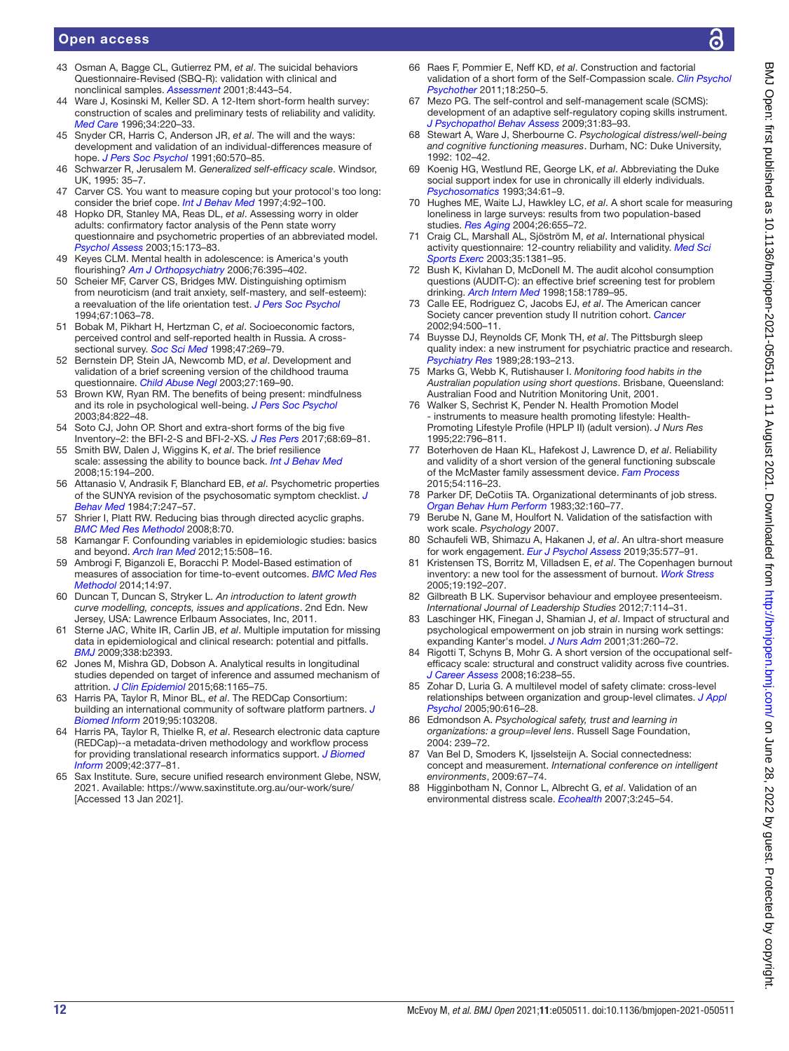43 Osman A, Bagge CL, Gutierrez PM, *et al*. The suicidal behaviors Questionnaire-Revised (SBQ-R): validation with clinical and nonclinical samples. *Assessment* 2001;8:443–54.
44 Ware J, Kosinski M, Keller SD. A 12-Item short-form health survey: construction of scales and preliminary tests of reliability and validity. *Med Care* 1996;34:220–33.
45 Snyder CR, Harris C, Anderson JR, *et al*. The will and the ways: development and validation of an individual-differences measure of hope. *J Pers Soc Psychol* 1991;60:570–85.
46 Schwarzer R, Jerusalem M. *Generalized self-efficacy scale*. Windsor, UK, 1995: 35–7.
47 Carver CS. You want to measure coping but your protocol's too long: consider the brief cope. *Int J Behav Med* 1997;4:92–100.
48 Hopko DR, Stanley MA, Reas DL, *et al*. Assessing worry in older adults: confirmatory factor analysis of the Penn state worry questionnaire and psychometric properties of an abbreviated model. *Psychol Assess* 2003;15:173–83.
49 Keyes CLM. Mental health in adolescence: is America's youth flourishing? *Am J Orthopsychiatry* 2006;76:395–402.
50 Scheier MF, Carver CS, Bridges MW. Distinguishing optimism from neuroticism (and trait anxiety, self-mastery, and self-esteem): a reevaluation of the life orientation test. *J Pers Soc Psychol* 1994;67:1063–78.
51 Bobak M, Pikhart H, Hertzman C, *et al*. Socioeconomic factors, perceived control and self-reported health in Russia. A cross-sectional survey. *Soc Sci Med* 1998;47:269–79.
52 Bernstein DP, Stein JA, Newcomb MD, *et al*. Development and validation of a brief screening version of the childhood trauma questionnaire. *Child Abuse Negl* 2003;27:169–90.
53 Brown KW, Ryan RM. The benefits of being present: mindfulness and its role in psychological well-being. *J Pers Soc Psychol* 2003;84:822–48.
54 Soto CJ, John OP. Short and extra-short forms of the big five Inventory–2: the BFI-2-S and BFI-2-XS. *J Res Pers* 2017;68:69–81.
55 Smith BW, Dalen J, Wiggins K, *et al*. The brief resilience scale: assessing the ability to bounce back. *Int J Behav Med* 2008;15:194–200.
56 Attanasio V, Andrasik F, Blanchard EB, *et al*. Psychometric properties of the SUNYA revision of the psychosomatic symptom checklist. *J Behav Med* 1984;7:247–57.
57 Shrier I, Platt RW. Reducing bias through directed acyclic graphs. *BMC Med Res Methodol* 2008;8:70.
58 Kamangar F. Confounding variables in epidemiologic studies: basics and beyond. *Arch Iran Med* 2012;15:508–16.
59 Ambrogi F, Biganzoli E, Boracchi P. Model-Based estimation of measures of association for time-to-event outcomes. *BMC Med Res Methodol* 2014;14:97.
60 Duncan T, Duncan S, Stryker L. *An introduction to latent growth curve modelling, concepts, issues and applications*. 2nd Edn. New Jersey, USA: Lawrence Erlbaum Associates, Inc, 2011.
61 Sterne JAC, White IR, Carlin JB, *et al*. Multiple imputation for missing data in epidemiological and clinical research: potential and pitfalls. *BMJ* 2009;338:b2393.
62 Jones M, Mishra GD, Dobson A. Analytical results in longitudinal studies depended on target of inference and assumed mechanism of attrition. *J Clin Epidemiol* 2015;68:1165–75.
63 Harris PA, Taylor R, Minor BL, *et al*. The REDCap Consortium: building an international community of software platform partners. *J Biomed Inform* 2019;95:103208.
64 Harris PA, Taylor R, Thielke R, *et al*. Research electronic data capture (REDCap)--a metadata-driven methodology and workflow process for providing translational research informatics support. *J Biomed Inform* 2009;42:377–81.
65 Sax Institute. Sure, secure unified research environment Glebe, NSW, 2021. Available: https://www.saxinstitute.org.au/our-work/sure/ [Accessed 13 Jan 2021].
66 Raes F, Pommier E, Neff KD, *et al*. Construction and factorial validation of a short form of the Self-Compassion scale. *Clin Psychol Psychother* 2011;18:250–5.
67 Mezo PG. The self-control and self-management scale (SCMS): development of an adaptive self-regulatory coping skills instrument. *J Psychopathol Behav Assess* 2009;31:83–93.
68 Stewart A, Ware J, Sherbourne C. *Psychological distress/well-being and cognitive functioning measures*. Durham, NC: Duke University, 1992: 102–42.
69 Koenig HG, Westlund RE, George LK, *et al*. Abbreviating the Duke social support index for use in chronically ill elderly individuals. *Psychosomatics* 1993;34:61–9.
70 Hughes ME, Waite LJ, Hawkley LC, *et al*. A short scale for measuring loneliness in large surveys: results from two population-based studies. *Res Aging* 2004;26:655–72.
71 Craig CL, Marshall AL, Sjöström M, *et al*. International physical activity questionnaire: 12-country reliability and validity. *Med Sci Sports Exerc* 2003;35:1381–95.
72 Bush K, Kivlahan D, McDonell M. The audit alcohol consumption questions (AUDIT-C): an effective brief screening test for problem drinking. *Arch Intern Med* 1998;158:1789–95.
73 Calle EE, Rodriguez C, Jacobs EJ, *et al*. The American cancer Society cancer prevention study II nutrition cohort. *Cancer* 2002;94:500–11.
74 Buysse DJ, Reynolds CF, Monk TH, *et al*. The Pittsburgh sleep quality index: a new instrument for psychiatric practice and research. *Psychiatry Res* 1989;28:193–213.
75 Marks G, Webb K, Rutishauser I. *Monitoring food habits in the Australian population using short questions*. Brisbane, Queensland: Australian Food and Nutrition Monitoring Unit, 2001.
76 Walker S, Sechrist K, Pender N. Health Promotion Model - instruments to measure health promoting lifestyle: Health-Promoting Lifestyle Profile (HPLP II) (adult version). *J Nurs Res* 1995;22:796–811.
77 Boterhoven de Haan KL, Hafekost J, Lawrence D, *et al*. Reliability and validity of a short version of the general functioning subscale of the McMaster family assessment device. *Fam Process* 2015;54:116–23.
78 Parker DF, DeCotiis TA. Organizational determinants of job stress. *Organ Behav Hum Perform* 1983;32:160–77.
79 Berube N, Gane M, Houlfort N. Validation of the satisfaction with work scale. *Psychology* 2007.
80 Schaufeli WB, Shimazu A, Hakanen J, *et al*. An ultra-short measure for work engagement. *Eur J Psychol Assess* 2019;35:577–91.
81 Kristensen TS, Borritz M, Villadsen E, *et al*. The Copenhagen burnout inventory: a new tool for the assessment of burnout. *Work Stress* 2005;19:192–207.
82 Gilbreath B LK. Supervisor behaviour and employee presenteeism. *International Journal of Leadership Studies* 2012;7:114–31.
83 Laschinger HK, Finegan J, Shamian J, *et al*. Impact of structural and psychological empowerment on job strain in nursing work settings: expanding Kanter's model. *J Nurs Adm* 2001;31:260–72.
84 Rigotti T, Schyns B, Mohr G. A short version of the occupational self-efficacy scale: structural and construct validity across five countries. *J Career Assess* 2008;16:238–55.
85 Zohar D, Luria G. A multilevel model of safety climate: cross-level relationships between organization and group-level climates. *J Appl Psychol* 2005;90:616–28.
86 Edmondson A. *Psychological safety, trust and learning in organizations: a group=level lens*. Russell Sage Foundation, 2004: 239–72.
87 Van Bel D, Smoders K, Ijsselsteijn A. Social connectedness: concept and measurement. *International conference on intelligent environments*, 2009:67–74.
88 Higginbotham N, Connor L, Albrecht G, *et al*. Validation of an environmental distress scale. *Ecohealth* 2007;3:245–54.